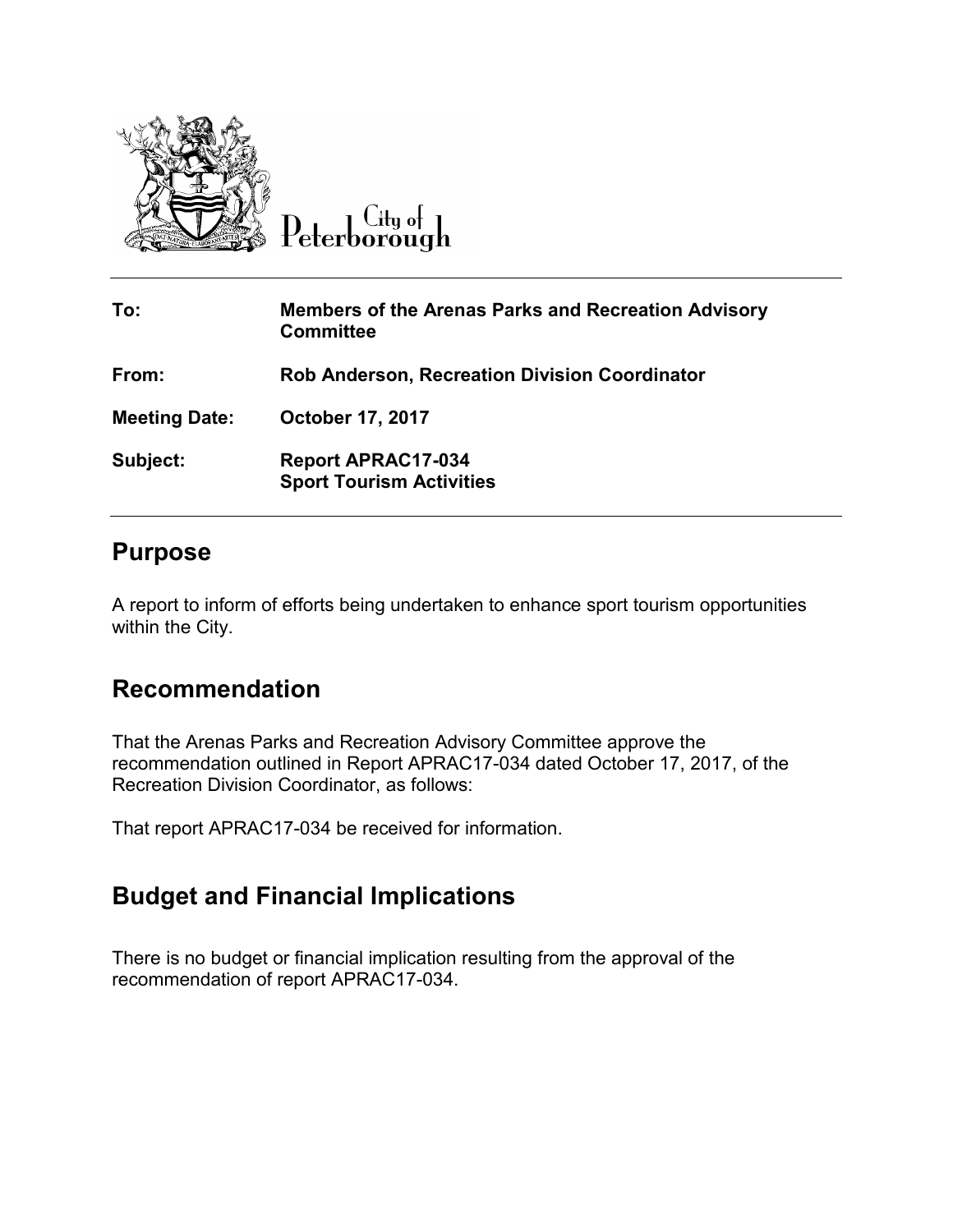City of Peterborough

| | |
|---|---|
| **To:** | **Members of the Arenas Parks and Recreation Advisory Committee** |
| **From:** | **Rob Anderson, Recreation Division Coordinator** |
| **Meeting Date:** | **October 17, 2017** |
| **Subject:** | **Report APRAC17-034 Sport Tourism Activities** |

## Purpose

A report to inform of efforts being undertaken to enhance sport tourism opportunities within the City.

## Recommendation

That the Arenas Parks and Recreation Advisory Committee approve the recommendation outlined in Report APRAC17-034 dated October 17, 2017, of the Recreation Division Coordinator, as follows:

That report APRAC17-034 be received for information.

## Budget and Financial Implications

There is no budget or financial implication resulting from the approval of the recommendation of report APRAC17-034.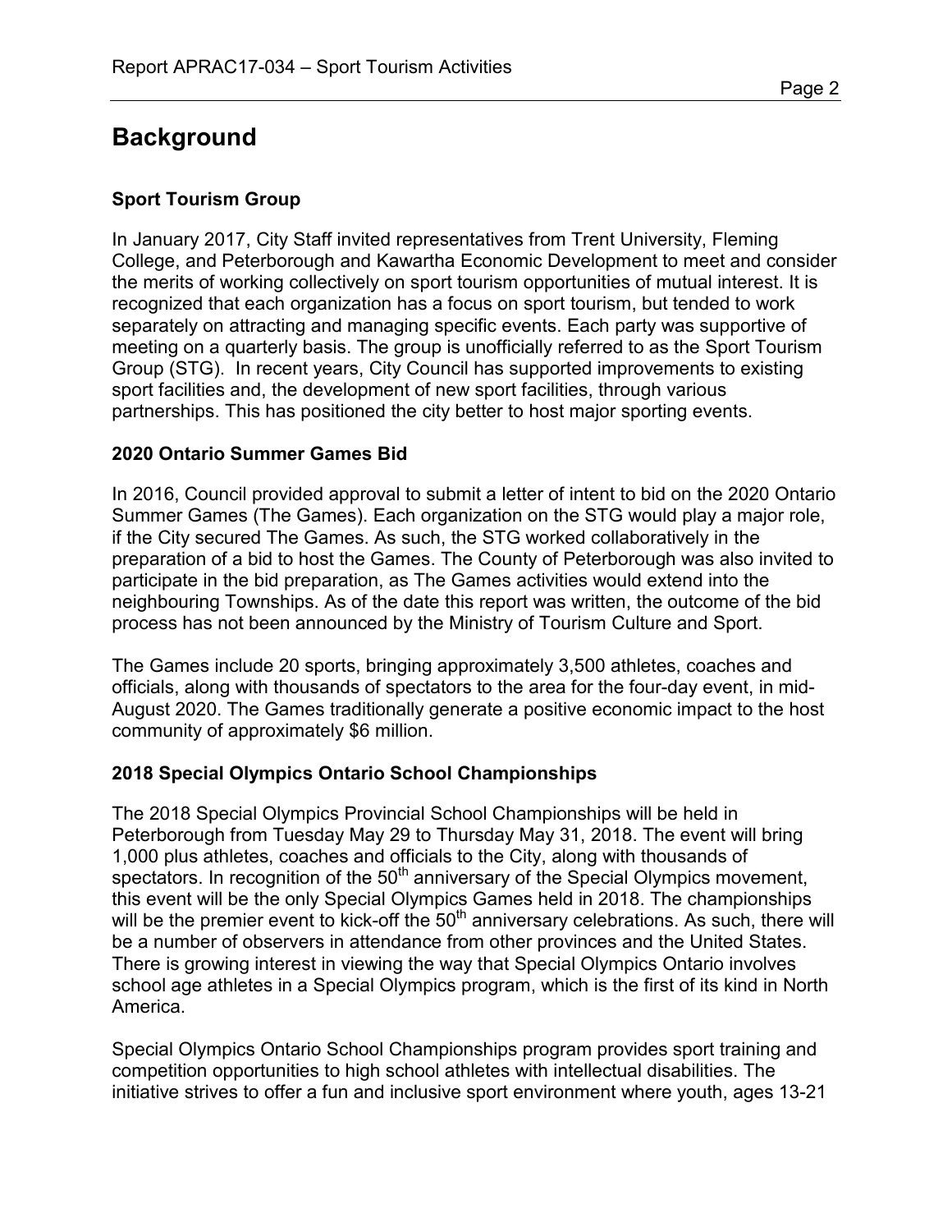# Background

### Sport Tourism Group

In January 2017, City Staff invited representatives from Trent University, Fleming College, and Peterborough and Kawartha Economic Development to meet and consider the merits of working collectively on sport tourism opportunities of mutual interest. It is recognized that each organization has a focus on sport tourism, but tended to work separately on attracting and managing specific events. Each party was supportive of meeting on a quarterly basis. The group is unofficially referred to as the Sport Tourism Group (STG). In recent years, City Council has supported improvements to existing sport facilities and, the development of new sport facilities, through various partnerships. This has positioned the city better to host major sporting events.

### 2020 Ontario Summer Games Bid

In 2016, Council provided approval to submit a letter of intent to bid on the 2020 Ontario Summer Games (The Games). Each organization on the STG would play a major role, if the City secured The Games. As such, the STG worked collaboratively in the preparation of a bid to host the Games. The County of Peterborough was also invited to participate in the bid preparation, as The Games activities would extend into the neighbouring Townships. As of the date this report was written, the outcome of the bid process has not been announced by the Ministry of Tourism Culture and Sport.

The Games include 20 sports, bringing approximately 3,500 athletes, coaches and officials, along with thousands of spectators to the area for the four-day event, in mid-August 2020. The Games traditionally generate a positive economic impact to the host community of approximately $6 million.

### 2018 Special Olympics Ontario School Championships

The 2018 Special Olympics Provincial School Championships will be held in Peterborough from Tuesday May 29 to Thursday May 31, 2018. The event will bring 1,000 plus athletes, coaches and officials to the City, along with thousands of spectators. In recognition of the 50th anniversary of the Special Olympics movement, this event will be the only Special Olympics Games held in 2018. The championships will be the premier event to kick-off the 50th anniversary celebrations. As such, there will be a number of observers in attendance from other provinces and the United States. There is growing interest in viewing the way that Special Olympics Ontario involves school age athletes in a Special Olympics program, which is the first of its kind in North America.

Special Olympics Ontario School Championships program provides sport training and competition opportunities to high school athletes with intellectual disabilities. The initiative strives to offer a fun and inclusive sport environment where youth, ages 13-21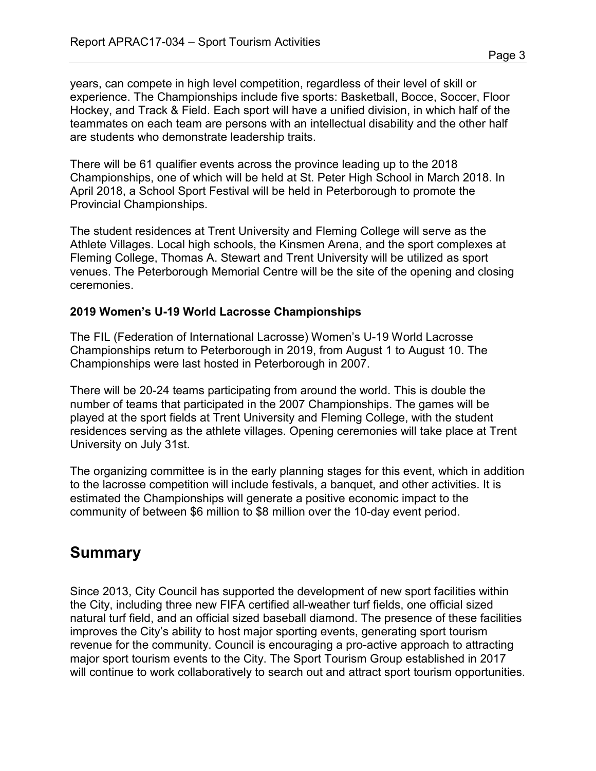years, can compete in high level competition, regardless of their level of skill or experience. The Championships include five sports: Basketball, Bocce, Soccer, Floor Hockey, and Track & Field. Each sport will have a unified division, in which half of the teammates on each team are persons with an intellectual disability and the other half are students who demonstrate leadership traits.

There will be 61 qualifier events across the province leading up to the 2018 Championships, one of which will be held at St. Peter High School in March 2018. In April 2018, a School Sport Festival will be held in Peterborough to promote the Provincial Championships.

The student residences at Trent University and Fleming College will serve as the Athlete Villages. Local high schools, the Kinsmen Arena, and the sport complexes at Fleming College, Thomas A. Stewart and Trent University will be utilized as sport venues. The Peterborough Memorial Centre will be the site of the opening and closing ceremonies.

**2019 Women's U-19 World Lacrosse Championships**

The FIL (Federation of International Lacrosse) Women's U-19 World Lacrosse Championships return to Peterborough in 2019, from August 1 to August 10. The Championships were last hosted in Peterborough in 2007.

There will be 20-24 teams participating from around the world. This is double the number of teams that participated in the 2007 Championships. The games will be played at the sport fields at Trent University and Fleming College, with the student residences serving as the athlete villages. Opening ceremonies will take place at Trent University on July 31st.

The organizing committee is in the early planning stages for this event, which in addition to the lacrosse competition will include festivals, a banquet, and other activities. It is estimated the Championships will generate a positive economic impact to the community of between $6 million to $8 million over the 10-day event period.

## Summary

Since 2013, City Council has supported the development of new sport facilities within the City, including three new FIFA certified all-weather turf fields, one official sized natural turf field, and an official sized baseball diamond. The presence of these facilities improves the City's ability to host major sporting events, generating sport tourism revenue for the community. Council is encouraging a pro-active approach to attracting major sport tourism events to the City. The Sport Tourism Group established in 2017 will continue to work collaboratively to search out and attract sport tourism opportunities.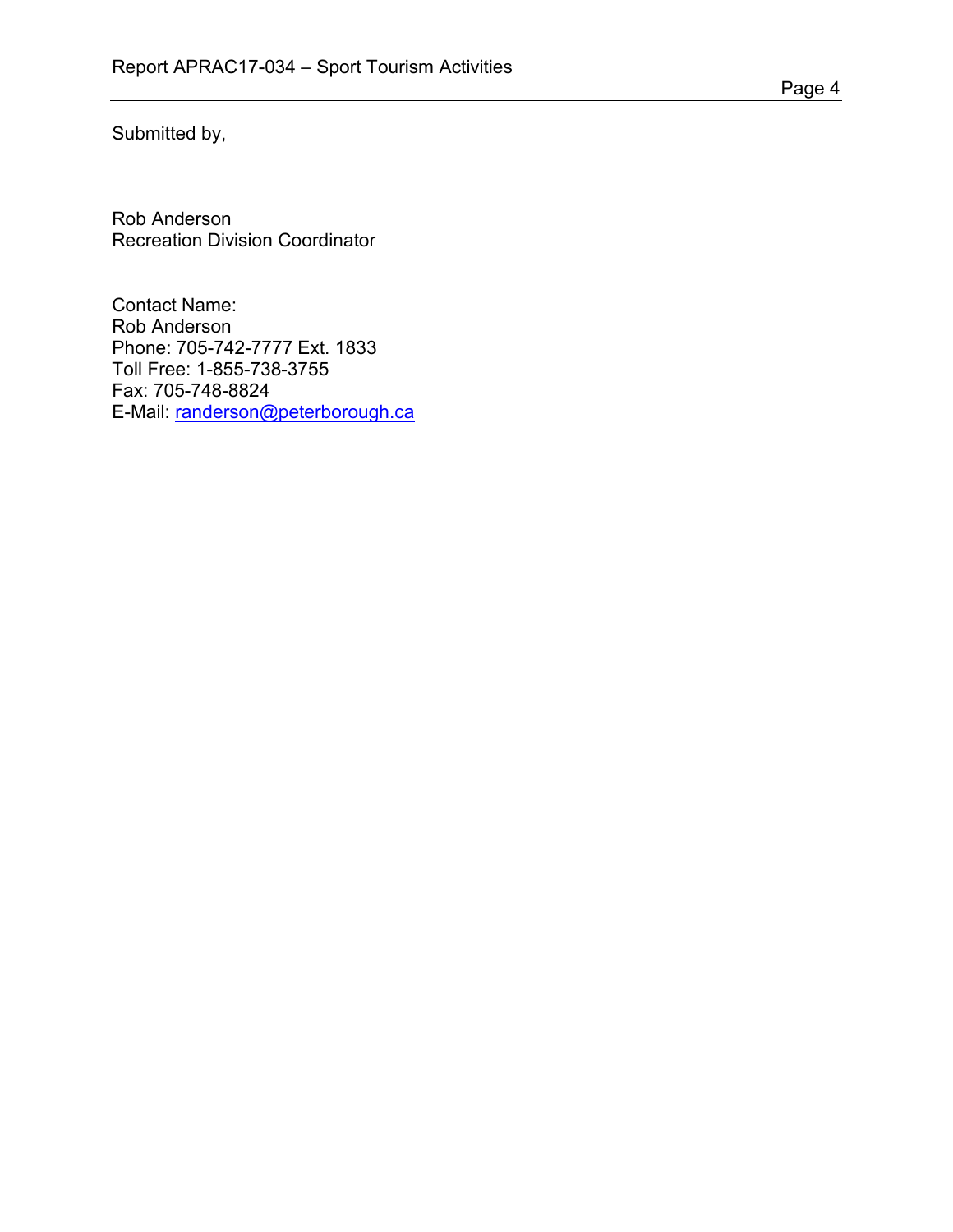Submitted by,

Rob Anderson
Recreation Division Coordinator

Contact Name:
Rob Anderson
Phone: 705-742-7777 Ext. 1833
Toll Free: 1-855-738-3755
Fax: 705-748-8824
E-Mail: randerson@peterborough.ca